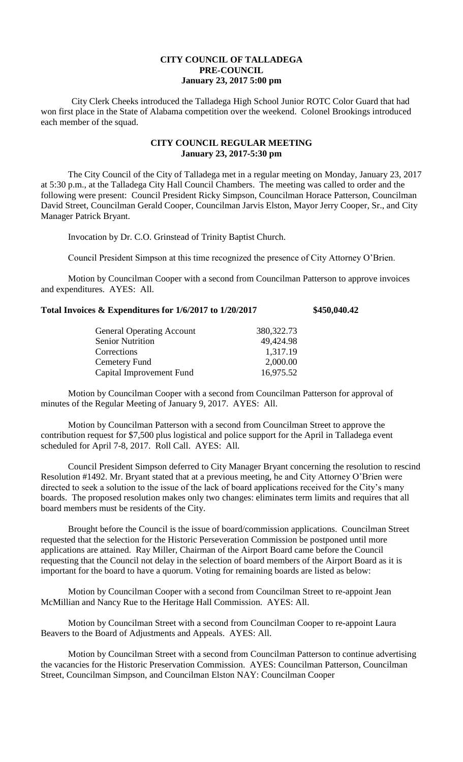**CITY COUNCIL OF TALLADEGA**
**PRE-COUNCIL**
**January 23, 2017 5:00 pm**

City Clerk Cheeks introduced the Talladega High School Junior ROTC Color Guard that had won first place in the State of Alabama competition over the weekend. Colonel Brookings introduced each member of the squad.

**CITY COUNCIL REGULAR MEETING**
**January 23, 2017-5:30 pm**

The City Council of the City of Talladega met in a regular meeting on Monday, January 23, 2017 at 5:30 p.m., at the Talladega City Hall Council Chambers. The meeting was called to order and the following were present: Council President Ricky Simpson, Councilman Horace Patterson, Councilman David Street, Councilman Gerald Cooper, Councilman Jarvis Elston, Mayor Jerry Cooper, Sr., and City Manager Patrick Bryant.

Invocation by Dr. C.O. Grinstead of Trinity Baptist Church.

Council President Simpson at this time recognized the presence of City Attorney O'Brien.

Motion by Councilman Cooper with a second from Councilman Patterson to approve invoices and expenditures. AYES: All.

**Total Invoices & Expenditures for 1/6/2017 to 1/20/2017 $450,040.42**

| | |
|---|---|
| General Operating Account | 380,322.73 |
| Senior Nutrition | 49,424.98 |
| Corrections | 1,317.19 |
| Cemetery Fund | 2,000.00 |
| Capital Improvement Fund | 16,975.52 |

Motion by Councilman Cooper with a second from Councilman Patterson for approval of minutes of the Regular Meeting of January 9, 2017. AYES: All.

Motion by Councilman Patterson with a second from Councilman Street to approve the contribution request for $7,500 plus logistical and police support for the April in Talladega event scheduled for April 7-8, 2017. Roll Call. AYES: All.

Council President Simpson deferred to City Manager Bryant concerning the resolution to rescind Resolution #1492. Mr. Bryant stated that at a previous meeting, he and City Attorney O'Brien were directed to seek a solution to the issue of the lack of board applications received for the City's many boards. The proposed resolution makes only two changes: eliminates term limits and requires that all board members must be residents of the City.

Brought before the Council is the issue of board/commission applications. Councilman Street requested that the selection for the Historic Perseveration Commission be postponed until more applications are attained. Ray Miller, Chairman of the Airport Board came before the Council requesting that the Council not delay in the selection of board members of the Airport Board as it is important for the board to have a quorum. Voting for remaining boards are listed as below:

Motion by Councilman Cooper with a second from Councilman Street to re-appoint Jean McMillian and Nancy Rue to the Heritage Hall Commission. AYES: All.

Motion by Councilman Street with a second from Councilman Cooper to re-appoint Laura Beavers to the Board of Adjustments and Appeals. AYES: All.

Motion by Councilman Street with a second from Councilman Patterson to continue advertising the vacancies for the Historic Preservation Commission. AYES: Councilman Patterson, Councilman Street, Councilman Simpson, and Councilman Elston NAY: Councilman Cooper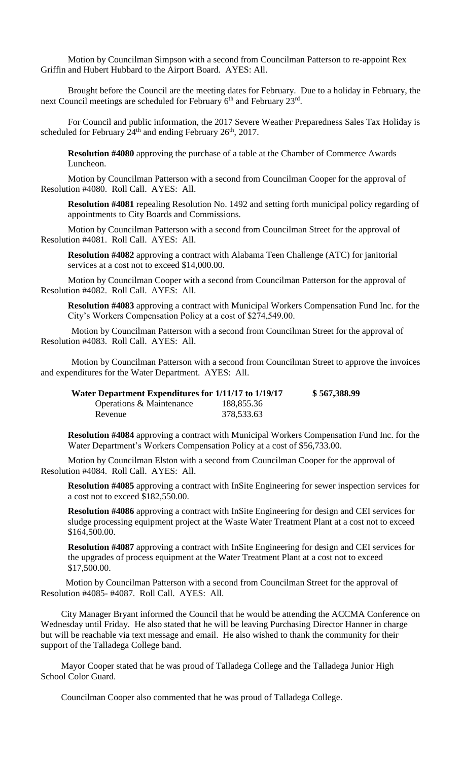Motion by Councilman Simpson with a second from Councilman Patterson to re-appoint Rex Griffin and Hubert Hubbard to the Airport Board. AYES: All.

Brought before the Council are the meeting dates for February. Due to a holiday in February, the next Council meetings are scheduled for February 6th and February 23rd.

For Council and public information, the 2017 Severe Weather Preparedness Sales Tax Holiday is scheduled for February 24th and ending February 26th, 2017.

**Resolution #4080** approving the purchase of a table at the Chamber of Commerce Awards Luncheon.

Motion by Councilman Patterson with a second from Councilman Cooper for the approval of Resolution #4080. Roll Call. AYES: All.

**Resolution #4081** repealing Resolution No. 1492 and setting forth municipal policy regarding of appointments to City Boards and Commissions.

Motion by Councilman Patterson with a second from Councilman Street for the approval of Resolution #4081. Roll Call. AYES: All.

**Resolution #4082** approving a contract with Alabama Teen Challenge (ATC) for janitorial services at a cost not to exceed $14,000.00.

Motion by Councilman Cooper with a second from Councilman Patterson for the approval of Resolution #4082. Roll Call. AYES: All.

**Resolution #4083** approving a contract with Municipal Workers Compensation Fund Inc. for the City's Workers Compensation Policy at a cost of $274,549.00.

Motion by Councilman Patterson with a second from Councilman Street for the approval of Resolution #4083. Roll Call. AYES: All.

Motion by Councilman Patterson with a second from Councilman Street to approve the invoices and expenditures for the Water Department. AYES: All.

| **Water Department Expenditures for 1/11/17 to 1/19/17** | | **$ 567,388.99** |
|---|---|---|
| Operations & Maintenance | 188,855.36 | |
| Revenue | 378,533.63 | |

**Resolution #4084** approving a contract with Municipal Workers Compensation Fund Inc. for the Water Department's Workers Compensation Policy at a cost of $56,733.00.

Motion by Councilman Elston with a second from Councilman Cooper for the approval of Resolution #4084. Roll Call. AYES: All.

**Resolution #4085** approving a contract with InSite Engineering for sewer inspection services for a cost not to exceed $182,550.00.

**Resolution #4086** approving a contract with InSite Engineering for design and CEI services for sludge processing equipment project at the Waste Water Treatment Plant at a cost not to exceed $164,500.00.

**Resolution #4087** approving a contract with InSite Engineering for design and CEI services for the upgrades of process equipment at the Water Treatment Plant at a cost not to exceed $17,500.00.

Motion by Councilman Patterson with a second from Councilman Street for the approval of Resolution #4085- #4087. Roll Call. AYES: All.

City Manager Bryant informed the Council that he would be attending the ACCMA Conference on Wednesday until Friday. He also stated that he will be leaving Purchasing Director Hanner in charge but will be reachable via text message and email. He also wished to thank the community for their support of the Talladega College band.

Mayor Cooper stated that he was proud of Talladega College and the Talladega Junior High School Color Guard.

Councilman Cooper also commented that he was proud of Talladega College.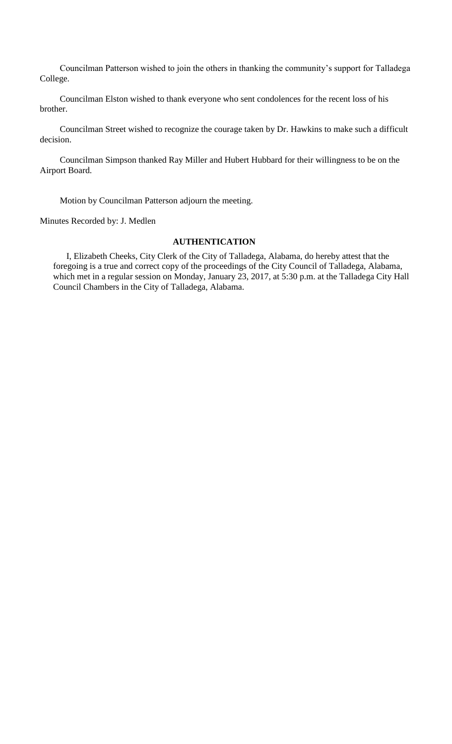Councilman Patterson wished to join the others in thanking the community's support for Talladega College.

Councilman Elston wished to thank everyone who sent condolences for the recent loss of his brother.

Councilman Street wished to recognize the courage taken by Dr. Hawkins to make such a difficult decision.

Councilman Simpson thanked Ray Miller and Hubert Hubbard for their willingness to be on the Airport Board.

Motion by Councilman Patterson adjourn the meeting.

Minutes Recorded by: J. Medlen

## AUTHENTICATION

I, Elizabeth Cheeks, City Clerk of the City of Talladega, Alabama, do hereby attest that the foregoing is a true and correct copy of the proceedings of the City Council of Talladega, Alabama, which met in a regular session on Monday, January 23, 2017, at 5:30 p.m. at the Talladega City Hall Council Chambers in the City of Talladega, Alabama.